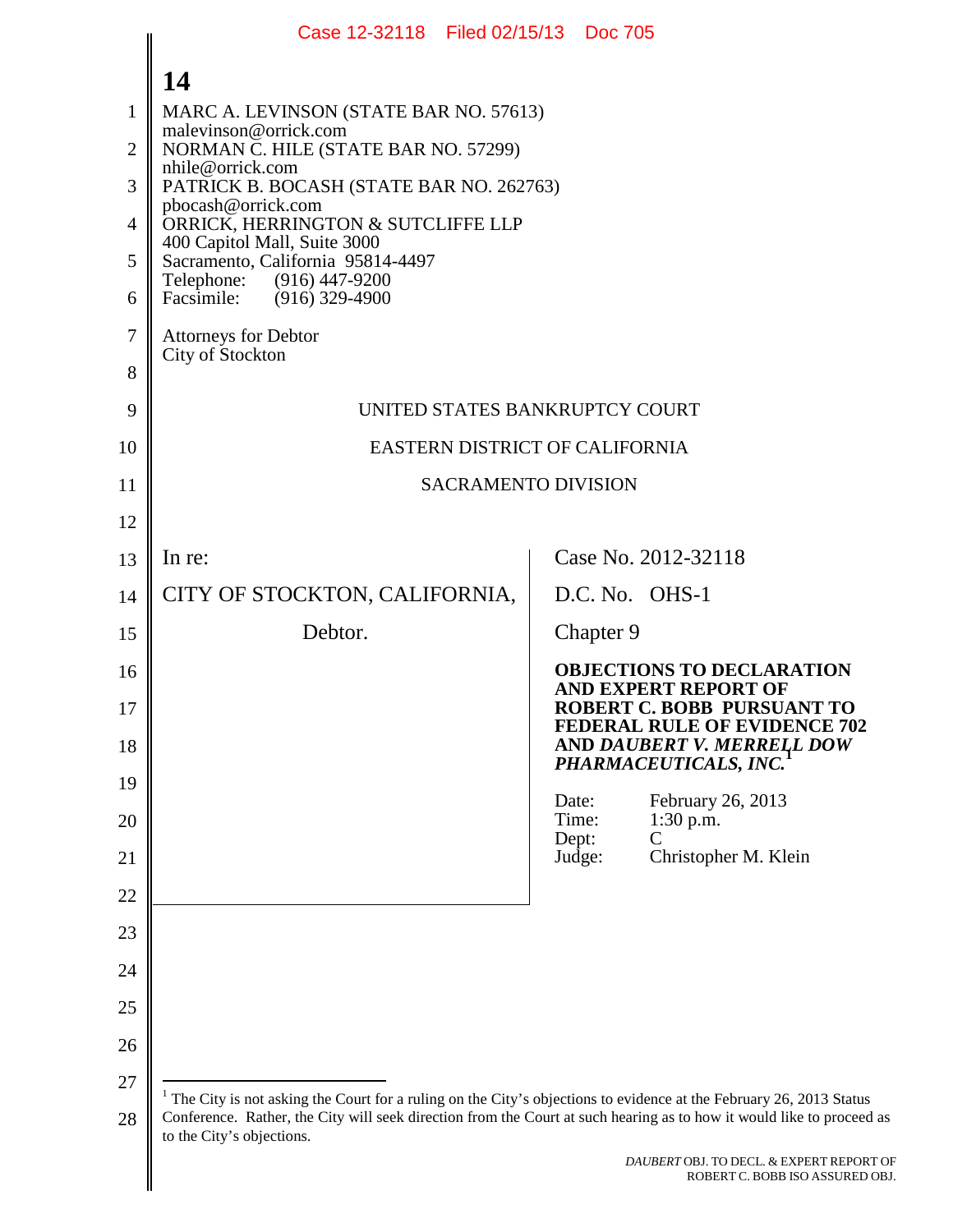MARC A. LEVINSON (STATE BAR NO. 57613)
malevinson@orrick.com
NORMAN C. HILE (STATE BAR NO. 57299)
nhile@orrick.com
PATRICK B. BOCASH (STATE BAR NO. 262763)
pbocash@orrick.com
ORRICK, HERRINGTON & SUTCLIFFE LLP
400 Capitol Mall, Suite 3000
Sacramento, California 95814-4497
Telephone: (916) 447-9200
Facsimile: (916) 329-4900

Attorneys for Debtor
City of Stockton

UNITED STATES BANKRUPTCY COURT

EASTERN DISTRICT OF CALIFORNIA

SACRAMENTO DIVISION

| | |
|---|---|
| In re:<br><br>CITY OF STOCKTON, CALIFORNIA,<br><br>Debtor. | Case No. 2012-32118<br><br>D.C. No. OHS-1<br><br>Chapter 9<br><br>**OBJECTIONS TO DECLARATION AND EXPERT REPORT OF ROBERT C. BOBB PURSUANT TO FEDERAL RULE OF EVIDENCE 702 AND *DAUBERT V. MERRELL DOW PHARMACEUTICALS, INC.*[1]**<br><br>Date: February 26, 2013<br>Time: 1:30 p.m.<br>Dept: C<br>Judge: Christopher M. Klein |

[1] The City is not asking the Court for a ruling on the City's objections to evidence at the February 26, 2013 Status Conference. Rather, the City will seek direction from the Court at such hearing as to how it would like to proceed as to the City's objections.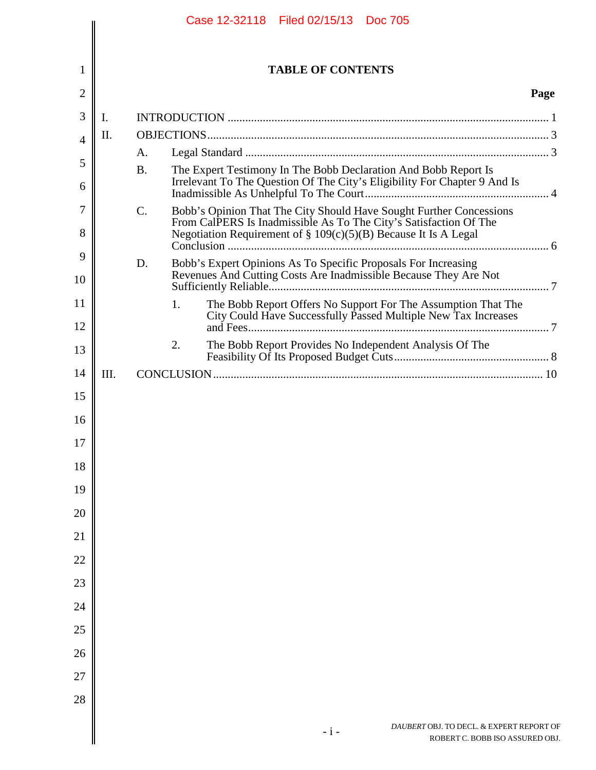# TABLE OF CONTENTS

| | | Page |
|---|---|---|
| I. | INTRODUCTION | 1 |
| II. | OBJECTIONS | 3 |
| | A. Legal Standard | 3 |
| | B. The Expert Testimony In The Bobb Declaration And Bobb Report Is Irrelevant To The Question Of The City's Eligibility For Chapter 9 And Is Inadmissible As Unhelpful To The Court | 4 |
| | C. Bobb's Opinion That The City Should Have Sought Further Concessions From CalPERS Is Inadmissible As To The City's Satisfaction Of The Negotiation Requirement of § 109(c)(5)(B) Because It Is A Legal Conclusion | 6 |
| | D. Bobb's Expert Opinions As To Specific Proposals For Increasing Revenues And Cutting Costs Are Inadmissible Because They Are Not Sufficiently Reliable | 7 |
| | 1. The Bobb Report Offers No Support For The Assumption That The City Could Have Successfully Passed Multiple New Tax Increases and Fees | 7 |
| | 2. The Bobb Report Provides No Independent Analysis Of The Feasibility Of Its Proposed Budget Cuts | 8 |
| III. | CONCLUSION | 10 |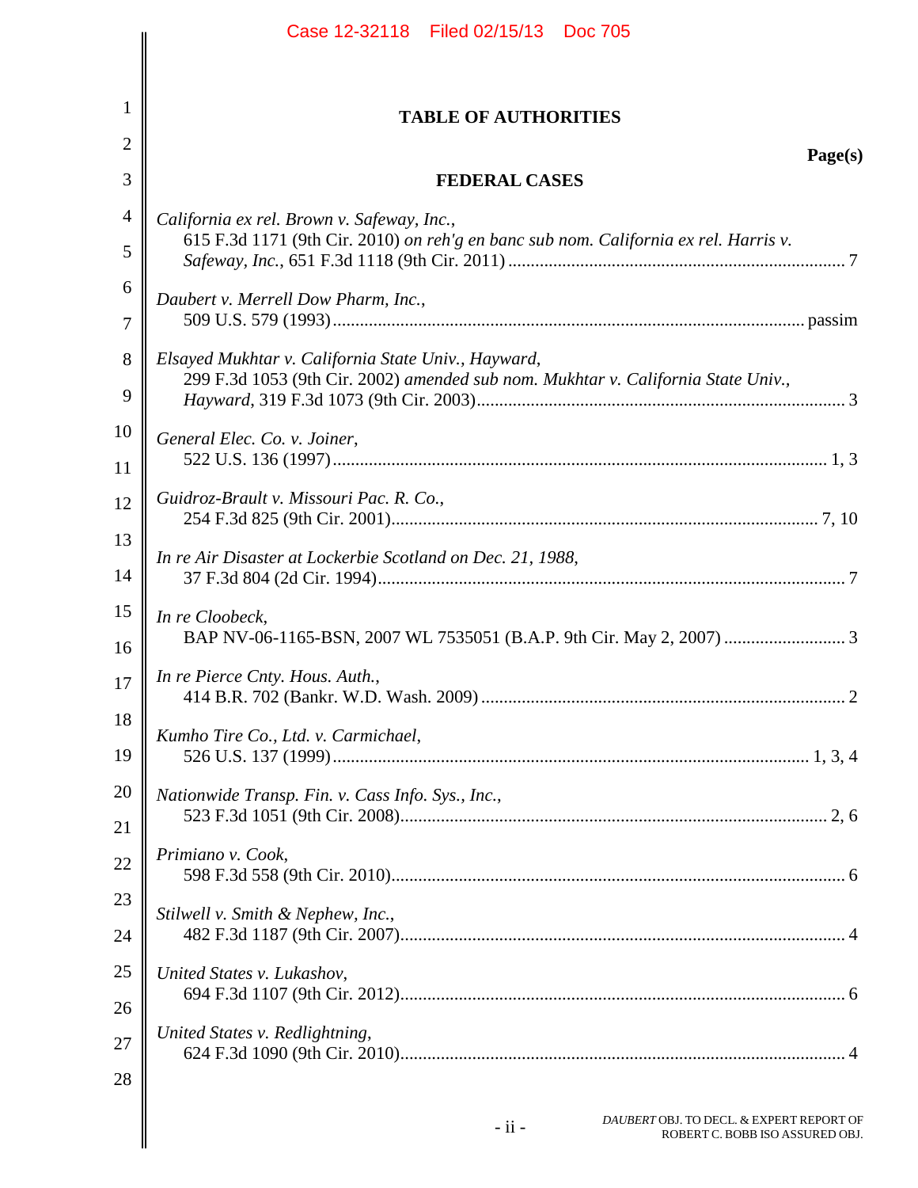## TABLE OF AUTHORITIES

**Page(s)**

### FEDERAL CASES

*California ex rel. Brown v. Safeway, Inc.*,
615 F.3d 1171 (9th Cir. 2010) *on reh'g en banc sub nom. California ex rel. Harris v. Safeway, Inc.*, 651 F.3d 1118 (9th Cir. 2011) .......... 7

*Daubert v. Merrell Dow Pharm, Inc.*,
509 U.S. 579 (1993) .......... passim

*Elsayed Mukhtar v. California State Univ., Hayward*,
299 F.3d 1053 (9th Cir. 2002) *amended sub nom. Mukhtar v. California State Univ., Hayward*, 319 F.3d 1073 (9th Cir. 2003) .......... 3

*General Elec. Co. v. Joiner*,
522 U.S. 136 (1997) .......... 1, 3

*Guidroz-Brault v. Missouri Pac. R. Co.*,
254 F.3d 825 (9th Cir. 2001) .......... 7, 10

*In re Air Disaster at Lockerbie Scotland on Dec. 21, 1988*,
37 F.3d 804 (2d Cir. 1994) .......... 7

*In re Cloobeck*,
BAP NV-06-1165-BSN, 2007 WL 7535051 (B.A.P. 9th Cir. May 2, 2007) .......... 3

*In re Pierce Cnty. Hous. Auth.*,
414 B.R. 702 (Bankr. W.D. Wash. 2009) .......... 2

*Kumho Tire Co., Ltd. v. Carmichael*,
526 U.S. 137 (1999) .......... 1, 3, 4

*Nationwide Transp. Fin. v. Cass Info. Sys., Inc.*,
523 F.3d 1051 (9th Cir. 2008) .......... 2, 6

*Primiano v. Cook*,
598 F.3d 558 (9th Cir. 2010) .......... 6

*Stilwell v. Smith & Nephew, Inc.*,
482 F.3d 1187 (9th Cir. 2007) .......... 4

*United States v. Lukashov*,
694 F.3d 1107 (9th Cir. 2012) .......... 6

*United States v. Redlightning*,
624 F.3d 1090 (9th Cir. 2010) .......... 4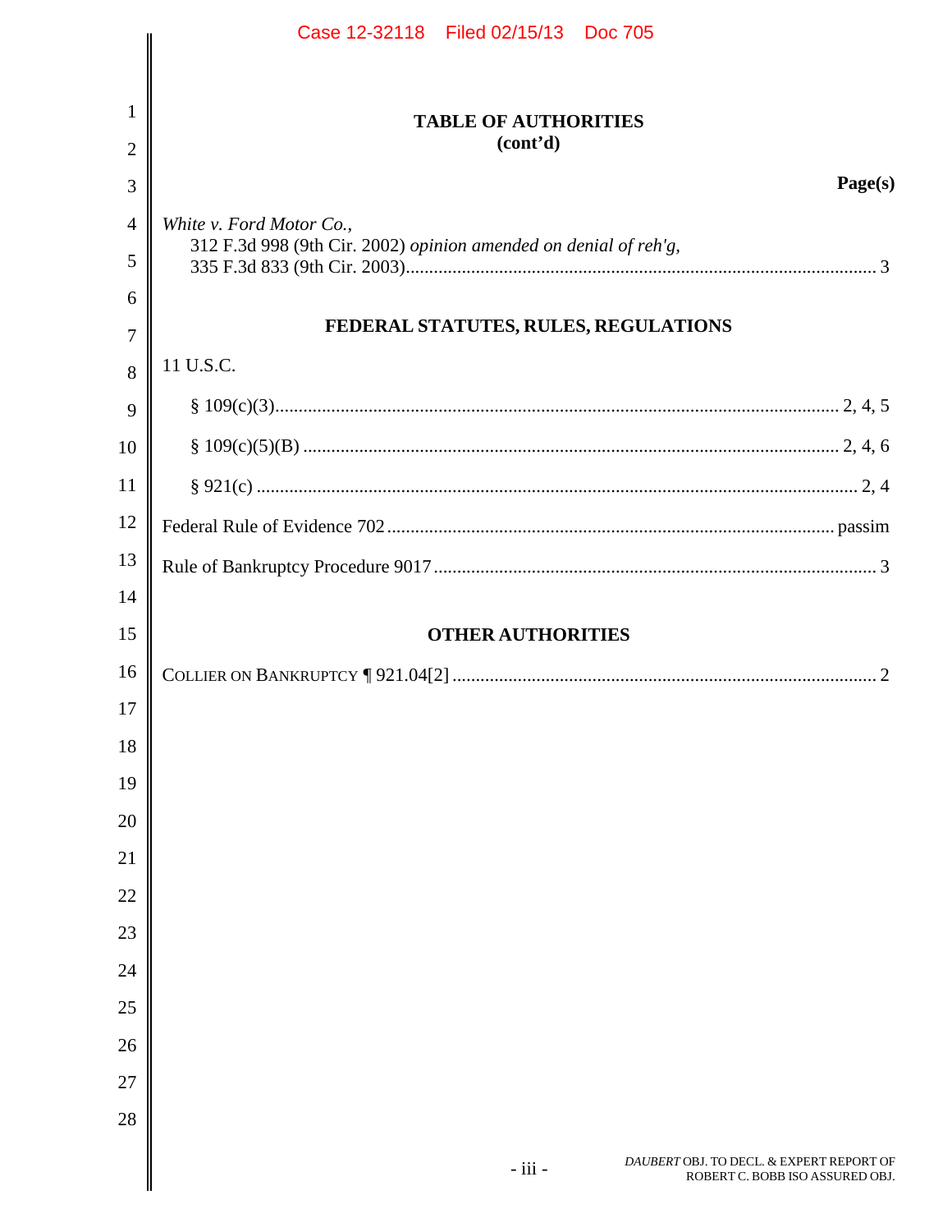## TABLE OF AUTHORITIES
(cont'd)

**Page(s)**

*White v. Ford Motor Co.*,
312 F.3d 998 (9th Cir. 2002) *opinion amended on denial of reh'g*,
335 F.3d 833 (9th Cir. 2003) ........ 3

## FEDERAL STATUTES, RULES, REGULATIONS

11 U.S.C.

§ 109(c)(3) ........ 2, 4, 5

§ 109(c)(5)(B) ........ 2, 4, 6

§ 921(c) ........ 2, 4

Federal Rule of Evidence 702 ........ passim

Rule of Bankruptcy Procedure 9017 ........ 3

## OTHER AUTHORITIES

COLLIER ON BANKRUPTCY ¶ 921.04[2] ........ 2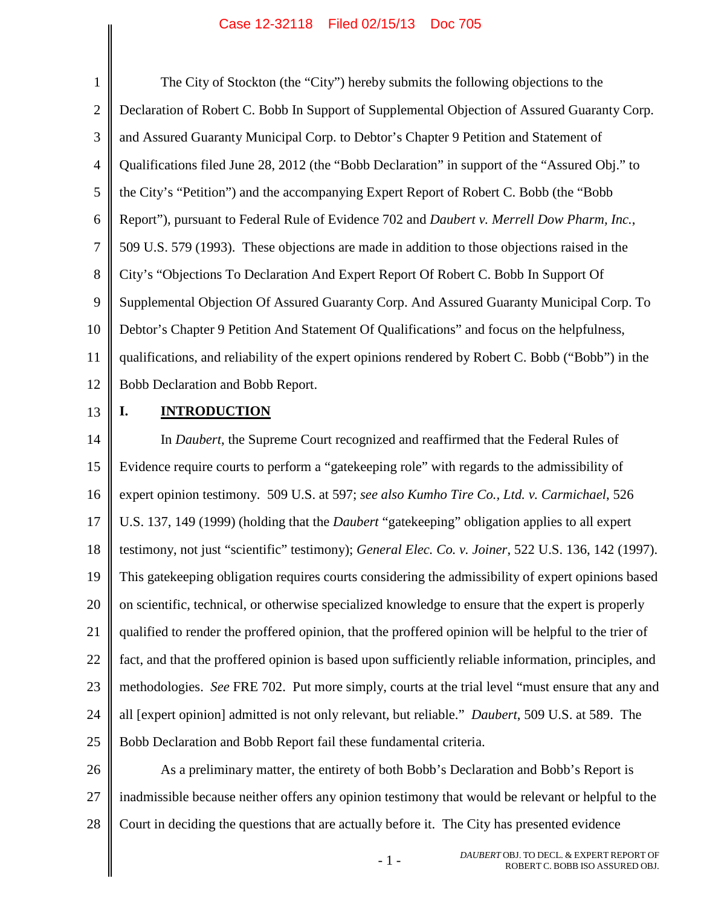The City of Stockton (the "City") hereby submits the following objections to the Declaration of Robert C. Bobb In Support of Supplemental Objection of Assured Guaranty Corp. and Assured Guaranty Municipal Corp. to Debtor's Chapter 9 Petition and Statement of Qualifications filed June 28, 2012 (the "Bobb Declaration" in support of the "Assured Obj." to the City's "Petition") and the accompanying Expert Report of Robert C. Bobb (the "Bobb Report"), pursuant to Federal Rule of Evidence 702 and *Daubert v. Merrell Dow Pharm, Inc.*, 509 U.S. 579 (1993). These objections are made in addition to those objections raised in the City's "Objections To Declaration And Expert Report Of Robert C. Bobb In Support Of Supplemental Objection Of Assured Guaranty Corp. And Assured Guaranty Municipal Corp. To Debtor's Chapter 9 Petition And Statement Of Qualifications" and focus on the helpfulness, qualifications, and reliability of the expert opinions rendered by Robert C. Bobb ("Bobb") in the Bobb Declaration and Bobb Report.

## I. INTRODUCTION

In *Daubert*, the Supreme Court recognized and reaffirmed that the Federal Rules of Evidence require courts to perform a "gatekeeping role" with regards to the admissibility of expert opinion testimony. 509 U.S. at 597; *see also Kumho Tire Co., Ltd. v. Carmichael*, 526 U.S. 137, 149 (1999) (holding that the *Daubert* "gatekeeping" obligation applies to all expert testimony, not just "scientific" testimony); *General Elec. Co. v. Joiner*, 522 U.S. 136, 142 (1997). This gatekeeping obligation requires courts considering the admissibility of expert opinions based on scientific, technical, or otherwise specialized knowledge to ensure that the expert is properly qualified to render the proffered opinion, that the proffered opinion will be helpful to the trier of fact, and that the proffered opinion is based upon sufficiently reliable information, principles, and methodologies. *See* FRE 702. Put more simply, courts at the trial level "must ensure that any and all [expert opinion] admitted is not only relevant, but reliable." *Daubert*, 509 U.S. at 589. The Bobb Declaration and Bobb Report fail these fundamental criteria.

As a preliminary matter, the entirety of both Bobb's Declaration and Bobb's Report is inadmissible because neither offers any opinion testimony that would be relevant or helpful to the Court in deciding the questions that are actually before it. The City has presented evidence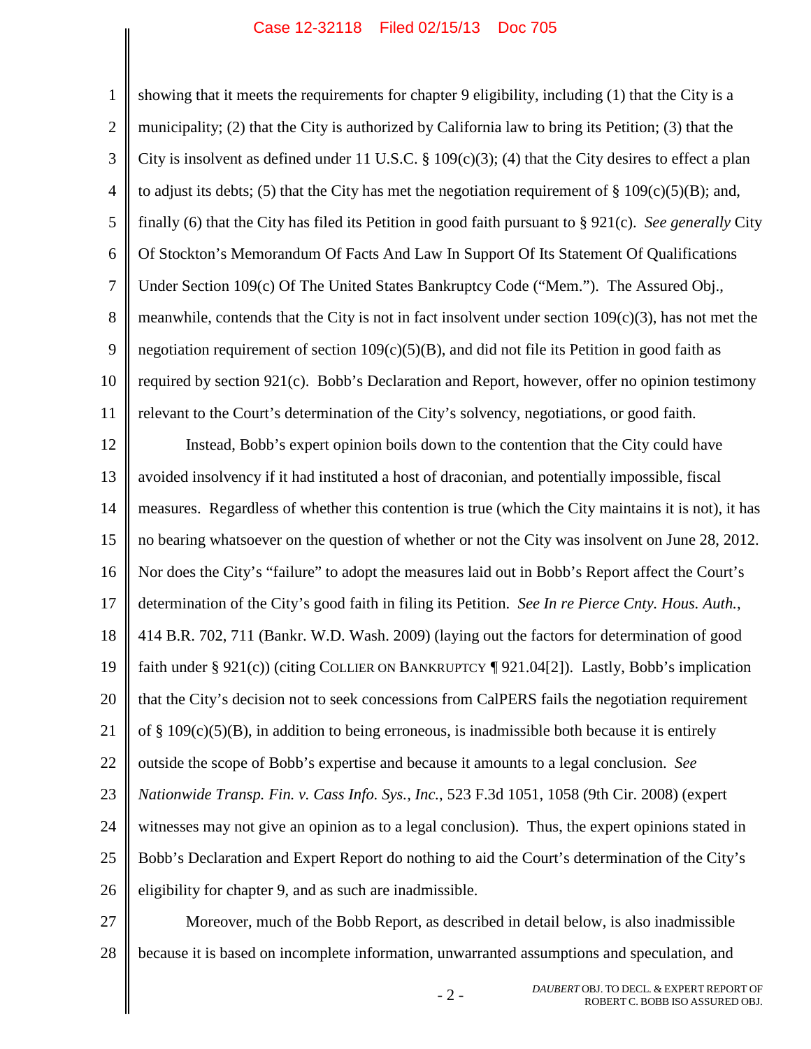showing that it meets the requirements for chapter 9 eligibility, including (1) that the City is a municipality; (2) that the City is authorized by California law to bring its Petition; (3) that the City is insolvent as defined under 11 U.S.C. § 109(c)(3); (4) that the City desires to effect a plan to adjust its debts; (5) that the City has met the negotiation requirement of § 109(c)(5)(B); and, finally (6) that the City has filed its Petition in good faith pursuant to § 921(c). *See generally* City Of Stockton's Memorandum Of Facts And Law In Support Of Its Statement Of Qualifications Under Section 109(c) Of The United States Bankruptcy Code ("Mem."). The Assured Obj., meanwhile, contends that the City is not in fact insolvent under section 109(c)(3), has not met the negotiation requirement of section 109(c)(5)(B), and did not file its Petition in good faith as required by section 921(c). Bobb's Declaration and Report, however, offer no opinion testimony relevant to the Court's determination of the City's solvency, negotiations, or good faith.

Instead, Bobb's expert opinion boils down to the contention that the City could have avoided insolvency if it had instituted a host of draconian, and potentially impossible, fiscal measures. Regardless of whether this contention is true (which the City maintains it is not), it has no bearing whatsoever on the question of whether or not the City was insolvent on June 28, 2012. Nor does the City's "failure" to adopt the measures laid out in Bobb's Report affect the Court's determination of the City's good faith in filing its Petition. *See In re Pierce Cnty. Hous. Auth.*, 414 B.R. 702, 711 (Bankr. W.D. Wash. 2009) (laying out the factors for determination of good faith under § 921(c)) (citing COLLIER ON BANKRUPTCY ¶ 921.04[2]). Lastly, Bobb's implication that the City's decision not to seek concessions from CalPERS fails the negotiation requirement of § 109(c)(5)(B), in addition to being erroneous, is inadmissible both because it is entirely outside the scope of Bobb's expertise and because it amounts to a legal conclusion. *See Nationwide Transp. Fin. v. Cass Info. Sys., Inc.*, 523 F.3d 1051, 1058 (9th Cir. 2008) (expert witnesses may not give an opinion as to a legal conclusion). Thus, the expert opinions stated in Bobb's Declaration and Expert Report do nothing to aid the Court's determination of the City's eligibility for chapter 9, and as such are inadmissible.

Moreover, much of the Bobb Report, as described in detail below, is also inadmissible because it is based on incomplete information, unwarranted assumptions and speculation, and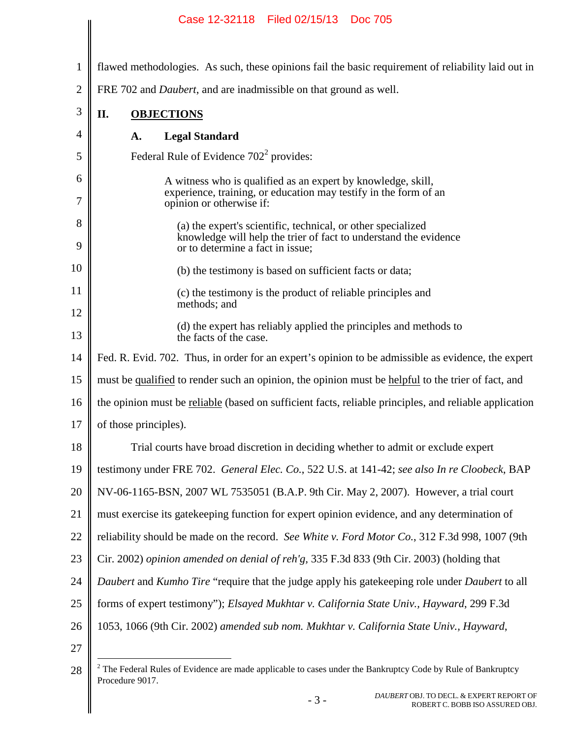flawed methodologies. As such, these opinions fail the basic requirement of reliability laid out in FRE 702 and *Daubert*, and are inadmissible on that ground as well.

## II. OBJECTIONS

### A. Legal Standard

Federal Rule of Evidence 702[2] provides:

> A witness who is qualified as an expert by knowledge, skill, experience, training, or education may testify in the form of an opinion or otherwise if:
>
> (a) the expert's scientific, technical, or other specialized knowledge will help the trier of fact to understand the evidence or to determine a fact in issue;
>
> (b) the testimony is based on sufficient facts or data;
>
> (c) the testimony is the product of reliable principles and methods; and
>
> (d) the expert has reliably applied the principles and methods to the facts of the case.

Fed. R. Evid. 702. Thus, in order for an expert's opinion to be admissible as evidence, the expert must be qualified to render such an opinion, the opinion must be helpful to the trier of fact, and the opinion must be reliable (based on sufficient facts, reliable principles, and reliable application of those principles).

Trial courts have broad discretion in deciding whether to admit or exclude expert testimony under FRE 702. *General Elec. Co.*, 522 U.S. at 141-42; *see also In re Cloobeck*, BAP NV-06-1165-BSN, 2007 WL 7535051 (B.A.P. 9th Cir. May 2, 2007). However, a trial court must exercise its gatekeeping function for expert opinion evidence, and any determination of reliability should be made on the record. *See White v. Ford Motor Co.*, 312 F.3d 998, 1007 (9th Cir. 2002) *opinion amended on denial of reh'g*, 335 F.3d 833 (9th Cir. 2003) (holding that *Daubert* and *Kumho Tire* "require that the judge apply his gatekeeping role under *Daubert* to all forms of expert testimony"); *Elsayed Mukhtar v. California State Univ., Hayward*, 299 F.3d 1053, 1066 (9th Cir. 2002) *amended sub nom. Mukhtar v. California State Univ., Hayward*,

---

[2] The Federal Rules of Evidence are made applicable to cases under the Bankruptcy Code by Rule of Bankruptcy Procedure 9017.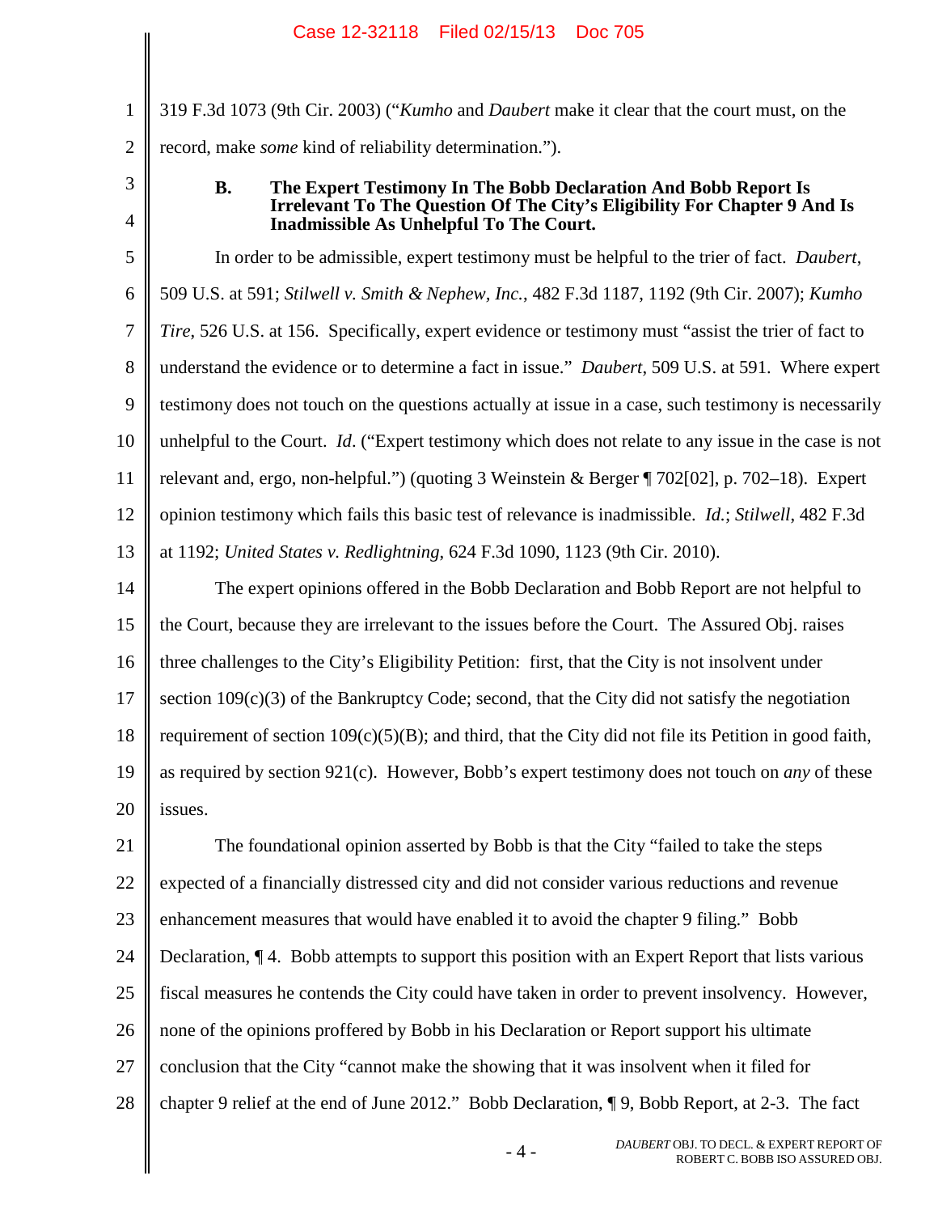319 F.3d 1073 (9th Cir. 2003) ("*Kumho* and *Daubert* make it clear that the court must, on the record, make *some* kind of reliability determination.").

### B. The Expert Testimony In The Bobb Declaration And Bobb Report Is Irrelevant To The Question Of The City's Eligibility For Chapter 9 And Is Inadmissible As Unhelpful To The Court.

In order to be admissible, expert testimony must be helpful to the trier of fact. *Daubert*, 509 U.S. at 591; *Stilwell v. Smith & Nephew, Inc.*, 482 F.3d 1187, 1192 (9th Cir. 2007); *Kumho Tire*, 526 U.S. at 156. Specifically, expert evidence or testimony must "assist the trier of fact to understand the evidence or to determine a fact in issue." *Daubert*, 509 U.S. at 591. Where expert testimony does not touch on the questions actually at issue in a case, such testimony is necessarily unhelpful to the Court. *Id*. ("Expert testimony which does not relate to any issue in the case is not relevant and, ergo, non-helpful.") (quoting 3 Weinstein & Berger ¶ 702[02], p. 702–18). Expert opinion testimony which fails this basic test of relevance is inadmissible. *Id.*; *Stilwell*, 482 F.3d at 1192; *United States v. Redlightning*, 624 F.3d 1090, 1123 (9th Cir. 2010).

The expert opinions offered in the Bobb Declaration and Bobb Report are not helpful to the Court, because they are irrelevant to the issues before the Court. The Assured Obj. raises three challenges to the City's Eligibility Petition: first, that the City is not insolvent under section 109(c)(3) of the Bankruptcy Code; second, that the City did not satisfy the negotiation requirement of section 109(c)(5)(B); and third, that the City did not file its Petition in good faith, as required by section 921(c). However, Bobb's expert testimony does not touch on *any* of these issues.

The foundational opinion asserted by Bobb is that the City "failed to take the steps expected of a financially distressed city and did not consider various reductions and revenue enhancement measures that would have enabled it to avoid the chapter 9 filing." Bobb Declaration, ¶ 4. Bobb attempts to support this position with an Expert Report that lists various fiscal measures he contends the City could have taken in order to prevent insolvency. However, none of the opinions proffered by Bobb in his Declaration or Report support his ultimate conclusion that the City "cannot make the showing that it was insolvent when it filed for chapter 9 relief at the end of June 2012." Bobb Declaration, ¶ 9, Bobb Report, at 2-3. The fact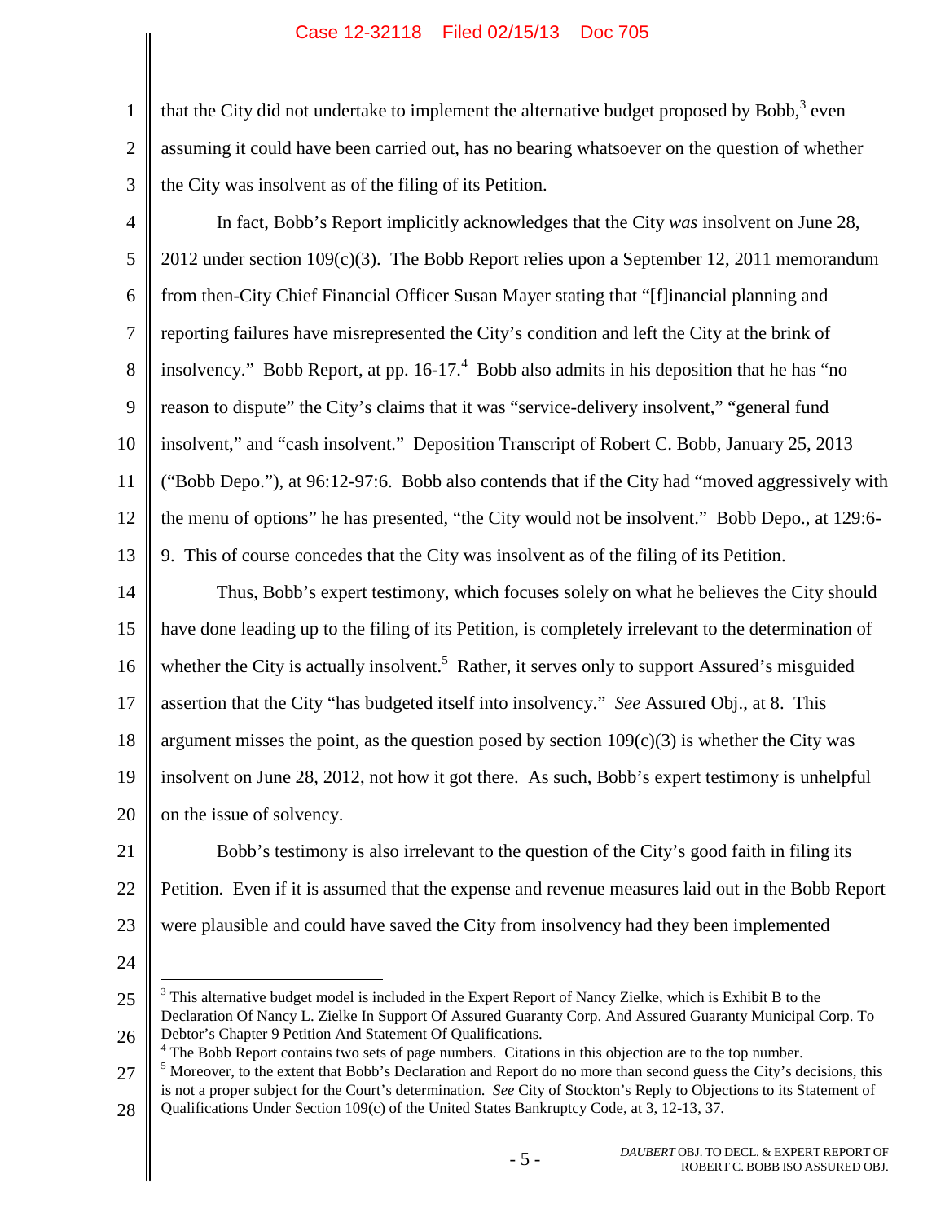that the City did not undertake to implement the alternative budget proposed by Bobb,[3] even assuming it could have been carried out, has no bearing whatsoever on the question of whether the City was insolvent as of the filing of its Petition.

In fact, Bobb's Report implicitly acknowledges that the City *was* insolvent on June 28, 2012 under section 109(c)(3). The Bobb Report relies upon a September 12, 2011 memorandum from then-City Chief Financial Officer Susan Mayer stating that "[f]inancial planning and reporting failures have misrepresented the City's condition and left the City at the brink of insolvency." Bobb Report, at pp. 16-17.[4] Bobb also admits in his deposition that he has "no reason to dispute" the City's claims that it was "service-delivery insolvent," "general fund insolvent," and "cash insolvent." Deposition Transcript of Robert C. Bobb, January 25, 2013 ("Bobb Depo."), at 96:12-97:6. Bobb also contends that if the City had "moved aggressively with the menu of options" he has presented, "the City would not be insolvent." Bobb Depo., at 129:6-9. This of course concedes that the City was insolvent as of the filing of its Petition.

Thus, Bobb's expert testimony, which focuses solely on what he believes the City should have done leading up to the filing of its Petition, is completely irrelevant to the determination of whether the City is actually insolvent.[5] Rather, it serves only to support Assured's misguided assertion that the City "has budgeted itself into insolvency." *See* Assured Obj., at 8. This argument misses the point, as the question posed by section 109(c)(3) is whether the City was insolvent on June 28, 2012, not how it got there. As such, Bobb's expert testimony is unhelpful on the issue of solvency.

Bobb's testimony is also irrelevant to the question of the City's good faith in filing its Petition. Even if it is assumed that the expense and revenue measures laid out in the Bobb Report were plausible and could have saved the City from insolvency had they been implemented

---

[3] This alternative budget model is included in the Expert Report of Nancy Zielke, which is Exhibit B to the Declaration Of Nancy L. Zielke In Support Of Assured Guaranty Corp. And Assured Guaranty Municipal Corp. To Debtor's Chapter 9 Petition And Statement Of Qualifications.

[4] The Bobb Report contains two sets of page numbers. Citations in this objection are to the top number.

[5] Moreover, to the extent that Bobb's Declaration and Report do no more than second guess the City's decisions, this is not a proper subject for the Court's determination. *See* City of Stockton's Reply to Objections to its Statement of Qualifications Under Section 109(c) of the United States Bankruptcy Code, at 3, 12-13, 37.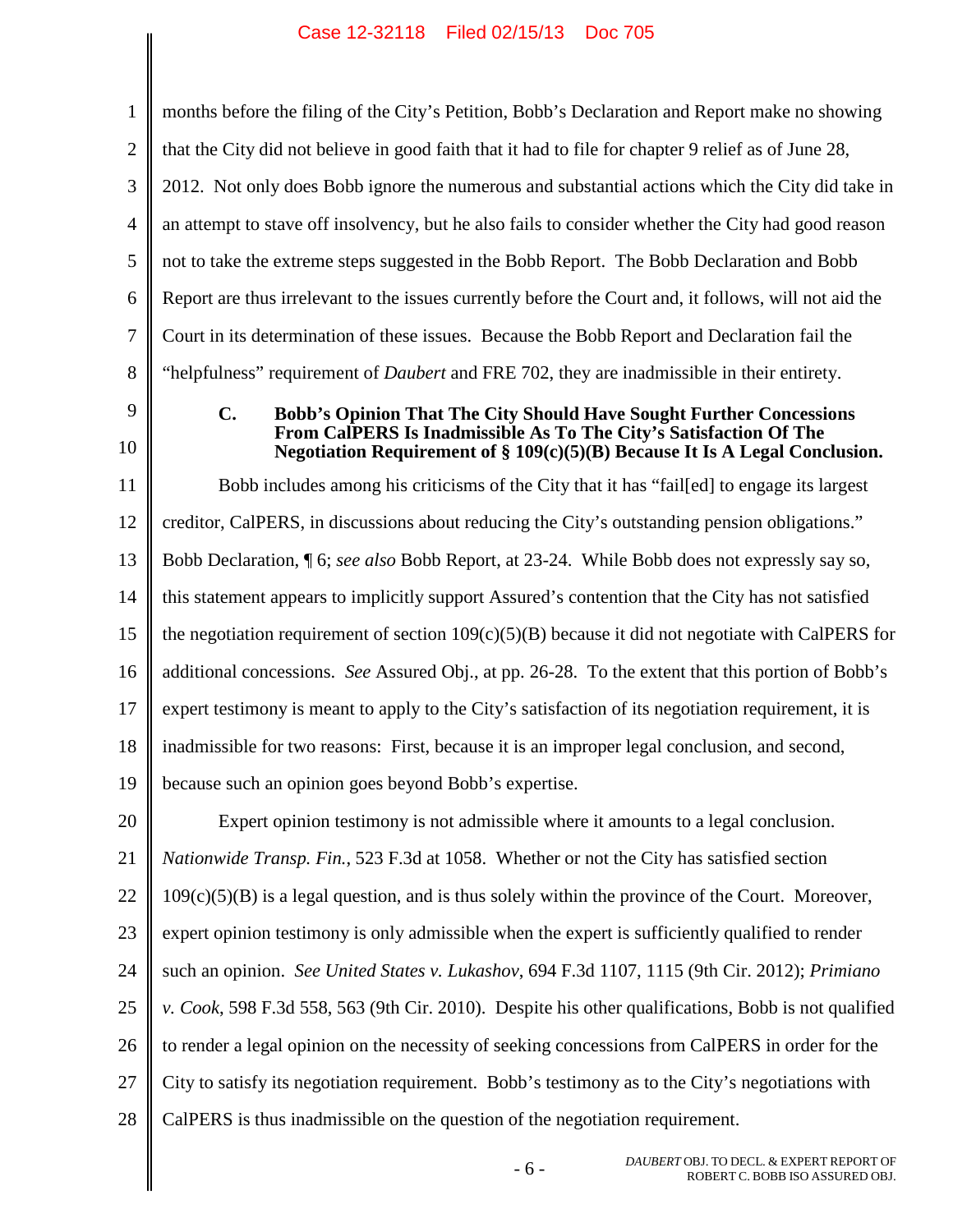months before the filing of the City's Petition, Bobb's Declaration and Report make no showing that the City did not believe in good faith that it had to file for chapter 9 relief as of June 28, 2012. Not only does Bobb ignore the numerous and substantial actions which the City did take in an attempt to stave off insolvency, but he also fails to consider whether the City had good reason not to take the extreme steps suggested in the Bobb Report. The Bobb Declaration and Bobb Report are thus irrelevant to the issues currently before the Court and, it follows, will not aid the Court in its determination of these issues. Because the Bobb Report and Declaration fail the "helpfulness" requirement of *Daubert* and FRE 702, they are inadmissible in their entirety.

### C. Bobb's Opinion That The City Should Have Sought Further Concessions From CalPERS Is Inadmissible As To The City's Satisfaction Of The Negotiation Requirement of § 109(c)(5)(B) Because It Is A Legal Conclusion.

Bobb includes among his criticisms of the City that it has "fail[ed] to engage its largest creditor, CalPERS, in discussions about reducing the City's outstanding pension obligations." Bobb Declaration, ¶ 6; *see also* Bobb Report, at 23-24. While Bobb does not expressly say so, this statement appears to implicitly support Assured's contention that the City has not satisfied the negotiation requirement of section 109(c)(5)(B) because it did not negotiate with CalPERS for additional concessions. *See* Assured Obj., at pp. 26-28. To the extent that this portion of Bobb's expert testimony is meant to apply to the City's satisfaction of its negotiation requirement, it is inadmissible for two reasons: First, because it is an improper legal conclusion, and second, because such an opinion goes beyond Bobb's expertise.

Expert opinion testimony is not admissible where it amounts to a legal conclusion. *Nationwide Transp. Fin.*, 523 F.3d at 1058. Whether or not the City has satisfied section 109(c)(5)(B) is a legal question, and is thus solely within the province of the Court. Moreover, expert opinion testimony is only admissible when the expert is sufficiently qualified to render such an opinion. *See United States v. Lukashov*, 694 F.3d 1107, 1115 (9th Cir. 2012); *Primiano v. Cook*, 598 F.3d 558, 563 (9th Cir. 2010). Despite his other qualifications, Bobb is not qualified to render a legal opinion on the necessity of seeking concessions from CalPERS in order for the City to satisfy its negotiation requirement. Bobb's testimony as to the City's negotiations with CalPERS is thus inadmissible on the question of the negotiation requirement.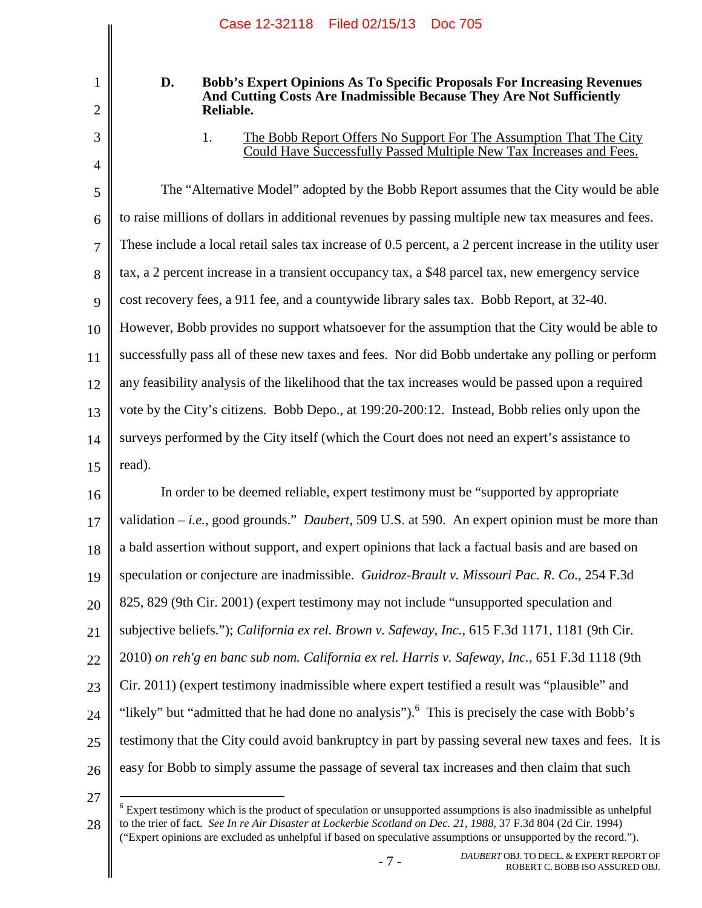### D. Bobb's Expert Opinions As To Specific Proposals For Increasing Revenues And Cutting Costs Are Inadmissible Because They Are Not Sufficiently Reliable.

#### 1. The Bobb Report Offers No Support For The Assumption That The City Could Have Successfully Passed Multiple New Tax Increases and Fees.

The "Alternative Model" adopted by the Bobb Report assumes that the City would be able to raise millions of dollars in additional revenues by passing multiple new tax measures and fees. These include a local retail sales tax increase of 0.5 percent, a 2 percent increase in the utility user tax, a 2 percent increase in a transient occupancy tax, a $48 parcel tax, new emergency service cost recovery fees, a 911 fee, and a countywide library sales tax. Bobb Report, at 32-40. However, Bobb provides no support whatsoever for the assumption that the City would be able to successfully pass all of these new taxes and fees. Nor did Bobb undertake any polling or perform any feasibility analysis of the likelihood that the tax increases would be passed upon a required vote by the City's citizens. Bobb Depo., at 199:20-200:12. Instead, Bobb relies only upon the surveys performed by the City itself (which the Court does not need an expert's assistance to read).

In order to be deemed reliable, expert testimony must be "supported by appropriate validation – *i.e.*, good grounds." *Daubert*, 509 U.S. at 590. An expert opinion must be more than a bald assertion without support, and expert opinions that lack a factual basis and are based on speculation or conjecture are inadmissible. *Guidroz-Brault v. Missouri Pac. R. Co.*, 254 F.3d 825, 829 (9th Cir. 2001) (expert testimony may not include "unsupported speculation and subjective beliefs."); *California ex rel. Brown v. Safeway, Inc.*, 615 F.3d 1171, 1181 (9th Cir. 2010) *on reh'g en banc sub nom. California ex rel. Harris v. Safeway, Inc.*, 651 F.3d 1118 (9th Cir. 2011) (expert testimony inadmissible where expert testified a result was "plausible" and "likely" but "admitted that he had done no analysis").[6] This is precisely the case with Bobb's testimony that the City could avoid bankruptcy in part by passing several new taxes and fees. It is easy for Bobb to simply assume the passage of several tax increases and then claim that such

[6] Expert testimony which is the product of speculation or unsupported assumptions is also inadmissible as unhelpful to the trier of fact. *See In re Air Disaster at Lockerbie Scotland on Dec. 21, 1988*, 37 F.3d 804 (2d Cir. 1994) ("Expert opinions are excluded as unhelpful if based on speculative assumptions or unsupported by the record.").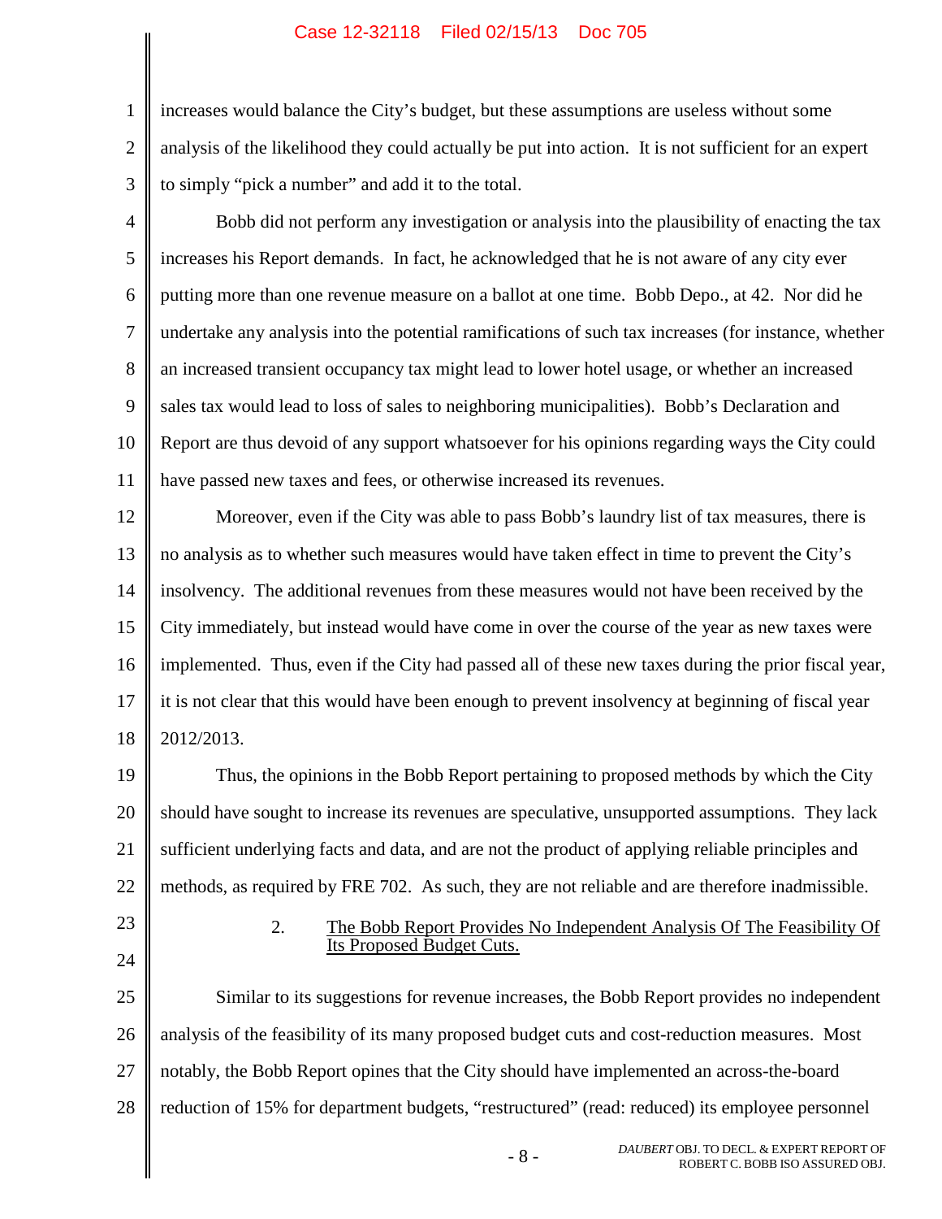increases would balance the City's budget, but these assumptions are useless without some analysis of the likelihood they could actually be put into action. It is not sufficient for an expert to simply "pick a number" and add it to the total.

Bobb did not perform any investigation or analysis into the plausibility of enacting the tax increases his Report demands. In fact, he acknowledged that he is not aware of any city ever putting more than one revenue measure on a ballot at one time. Bobb Depo., at 42. Nor did he undertake any analysis into the potential ramifications of such tax increases (for instance, whether an increased transient occupancy tax might lead to lower hotel usage, or whether an increased sales tax would lead to loss of sales to neighboring municipalities). Bobb's Declaration and Report are thus devoid of any support whatsoever for his opinions regarding ways the City could have passed new taxes and fees, or otherwise increased its revenues.

Moreover, even if the City was able to pass Bobb's laundry list of tax measures, there is no analysis as to whether such measures would have taken effect in time to prevent the City's insolvency. The additional revenues from these measures would not have been received by the City immediately, but instead would have come in over the course of the year as new taxes were implemented. Thus, even if the City had passed all of these new taxes during the prior fiscal year, it is not clear that this would have been enough to prevent insolvency at beginning of fiscal year 2012/2013.

Thus, the opinions in the Bobb Report pertaining to proposed methods by which the City should have sought to increase its revenues are speculative, unsupported assumptions. They lack sufficient underlying facts and data, and are not the product of applying reliable principles and methods, as required by FRE 702. As such, they are not reliable and are therefore inadmissible.

2. The Bobb Report Provides No Independent Analysis Of The Feasibility Of Its Proposed Budget Cuts.

Similar to its suggestions for revenue increases, the Bobb Report provides no independent analysis of the feasibility of its many proposed budget cuts and cost-reduction measures. Most notably, the Bobb Report opines that the City should have implemented an across-the-board reduction of 15% for department budgets, "restructured" (read: reduced) its employee personnel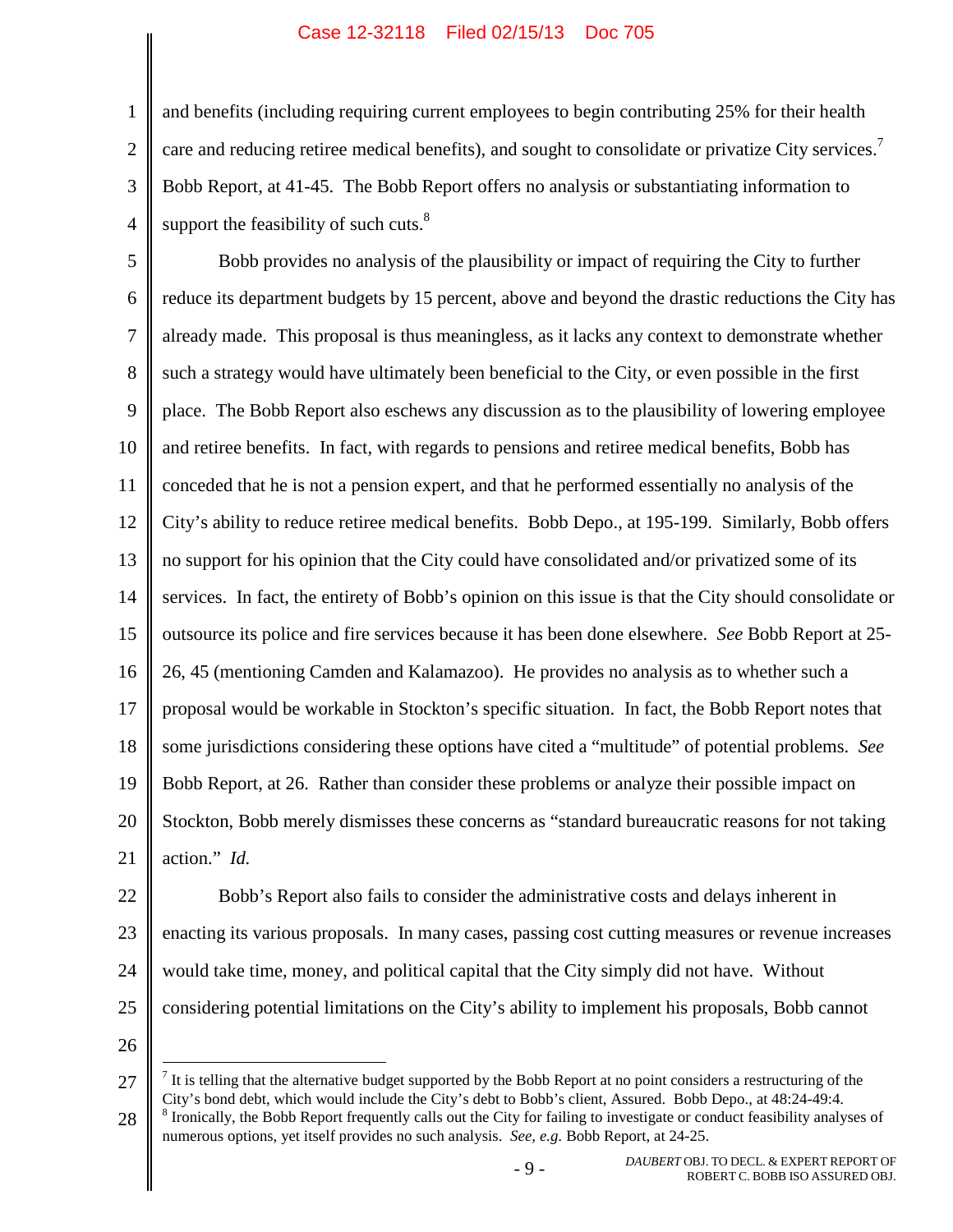and benefits (including requiring current employees to begin contributing 25% for their health care and reducing retiree medical benefits), and sought to consolidate or privatize City services.[7] Bobb Report, at 41-45. The Bobb Report offers no analysis or substantiating information to support the feasibility of such cuts.[8]

Bobb provides no analysis of the plausibility or impact of requiring the City to further reduce its department budgets by 15 percent, above and beyond the drastic reductions the City has already made. This proposal is thus meaningless, as it lacks any context to demonstrate whether such a strategy would have ultimately been beneficial to the City, or even possible in the first place. The Bobb Report also eschews any discussion as to the plausibility of lowering employee and retiree benefits. In fact, with regards to pensions and retiree medical benefits, Bobb has conceded that he is not a pension expert, and that he performed essentially no analysis of the City's ability to reduce retiree medical benefits. Bobb Depo., at 195-199. Similarly, Bobb offers no support for his opinion that the City could have consolidated and/or privatized some of its services. In fact, the entirety of Bobb's opinion on this issue is that the City should consolidate or outsource its police and fire services because it has been done elsewhere. *See* Bobb Report at 25-26, 45 (mentioning Camden and Kalamazoo). He provides no analysis as to whether such a proposal would be workable in Stockton's specific situation. In fact, the Bobb Report notes that some jurisdictions considering these options have cited a "multitude" of potential problems. *See* Bobb Report, at 26. Rather than consider these problems or analyze their possible impact on Stockton, Bobb merely dismisses these concerns as "standard bureaucratic reasons for not taking action." *Id.*

Bobb's Report also fails to consider the administrative costs and delays inherent in enacting its various proposals. In many cases, passing cost cutting measures or revenue increases would take time, money, and political capital that the City simply did not have. Without considering potential limitations on the City's ability to implement his proposals, Bobb cannot

---

[7] It is telling that the alternative budget supported by the Bobb Report at no point considers a restructuring of the City's bond debt, which would include the City's debt to Bobb's client, Assured. Bobb Depo., at 48:24-49:4.

[8] Ironically, the Bobb Report frequently calls out the City for failing to investigate or conduct feasibility analyses of numerous options, yet itself provides no such analysis. *See, e.g.* Bobb Report, at 24-25.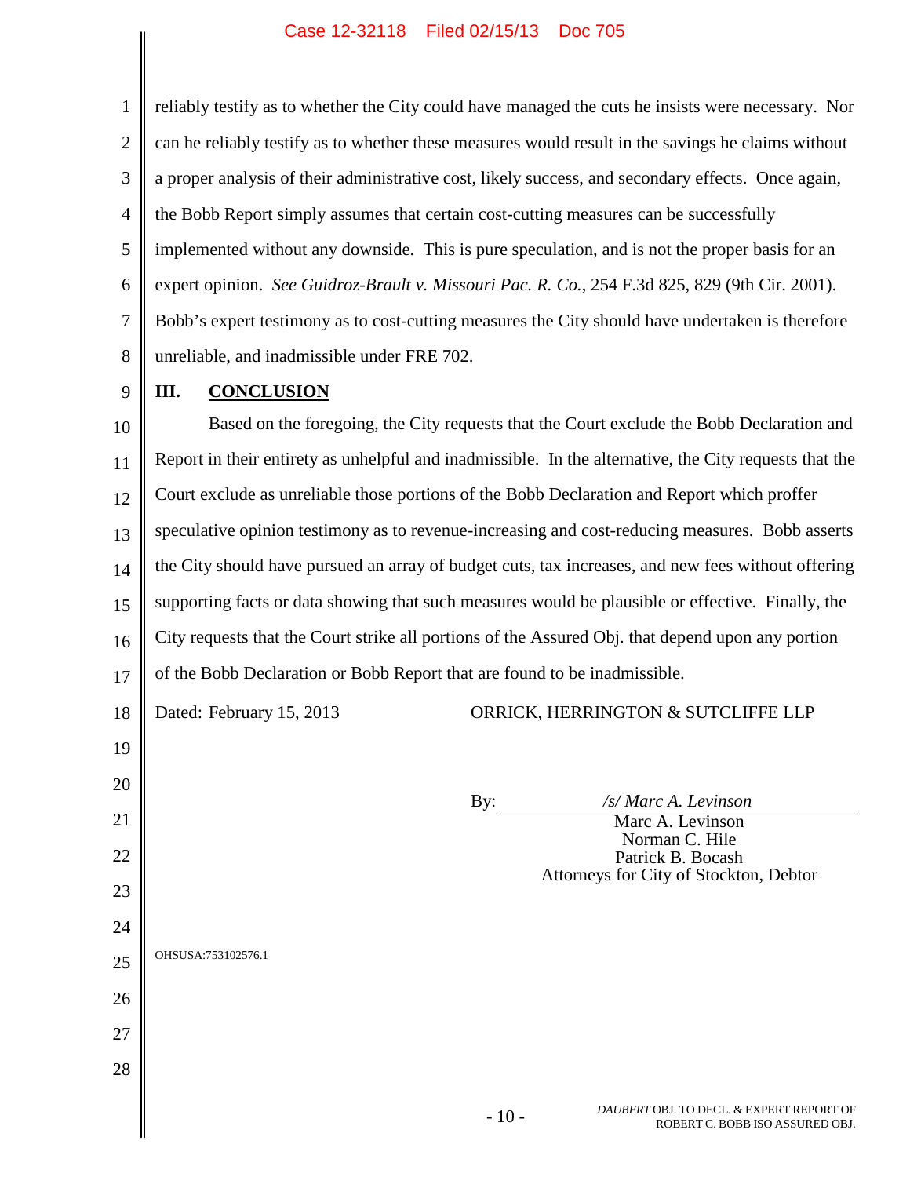reliably testify as to whether the City could have managed the cuts he insists were necessary. Nor can he reliably testify as to whether these measures would result in the savings he claims without a proper analysis of their administrative cost, likely success, and secondary effects. Once again, the Bobb Report simply assumes that certain cost-cutting measures can be successfully implemented without any downside. This is pure speculation, and is not the proper basis for an expert opinion. *See Guidroz-Brault v. Missouri Pac. R. Co.*, 254 F.3d 825, 829 (9th Cir. 2001). Bobb's expert testimony as to cost-cutting measures the City should have undertaken is therefore unreliable, and inadmissible under FRE 702.

## III. CONCLUSION

Based on the foregoing, the City requests that the Court exclude the Bobb Declaration and Report in their entirety as unhelpful and inadmissible. In the alternative, the City requests that the Court exclude as unreliable those portions of the Bobb Declaration and Report which proffer speculative opinion testimony as to revenue-increasing and cost-reducing measures. Bobb asserts the City should have pursued an array of budget cuts, tax increases, and new fees without offering supporting facts or data showing that such measures would be plausible or effective. Finally, the City requests that the Court strike all portions of the Assured Obj. that depend upon any portion of the Bobb Declaration or Bobb Report that are found to be inadmissible.

Dated: February 15, 2013

ORRICK, HERRINGTON & SUTCLIFFE LLP

By: */s/ Marc A. Levinson*
Marc A. Levinson
Norman C. Hile
Patrick B. Bocash
Attorneys for City of Stockton, Debtor

OHSUSA:753102576.1